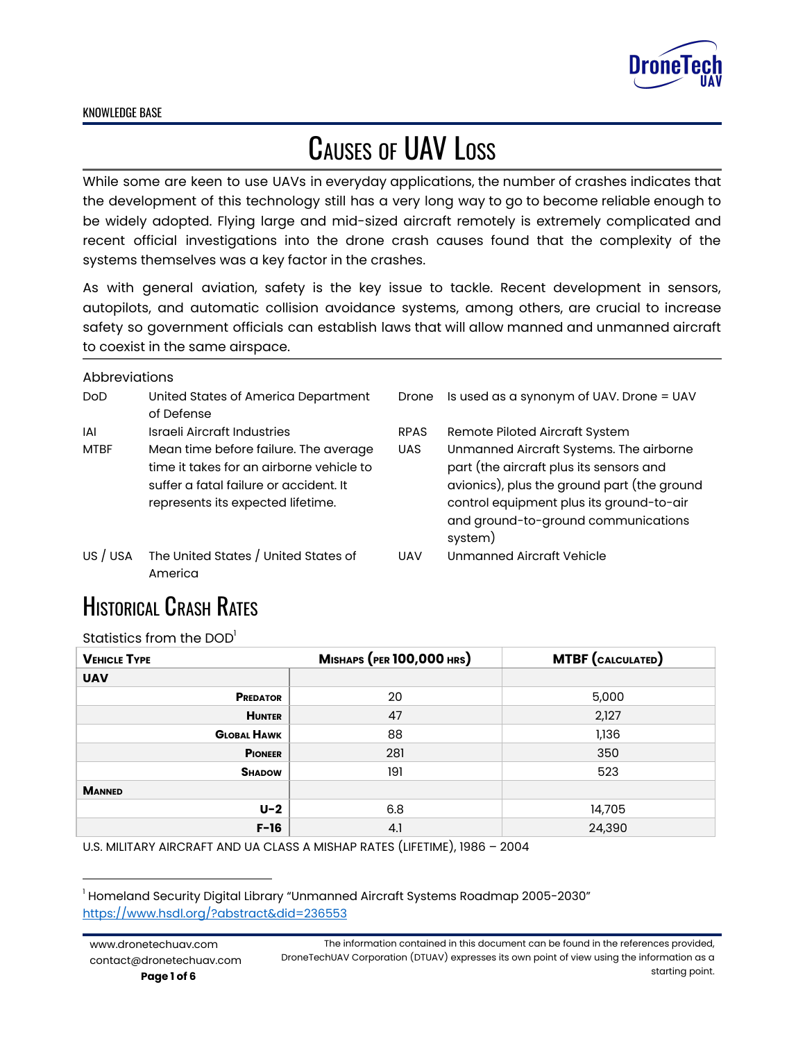KNOWLEDGE BASE

# Causes of UAV Loss

While some are keen to use UAVs in everyday applications, the number of crashes indicates that the development of this technology still has a very long way to go to become reliable enough to be widely adopted. Flying large and mid-sized aircraft remotely is extremely complicated and recent official investigations into the drone crash causes found that the complexity of the systems themselves was a key factor in the crashes.

As with general aviation, safety is the key issue to tackle. Recent development in sensors, autopilots, and automatic collision avoidance systems, among others, are crucial to increase safety so government officials can establish laws that will allow manned and unmanned aircraft to coexist in the same airspace.

Abbreviations

| | |
|---|---|
| DoD | United States of America Department of Defense |
| IAI | Israeli Aircraft Industries |
| MTBF | Mean time before failure. The average time it takes for an airborne vehicle to suffer a fatal failure or accident. It represents its expected lifetime. |
| US / USA | The United States / United States of America |
| Drone | Is used as a synonym of UAV. Drone = UAV |
| RPAS | Remote Piloted Aircraft System |
| UAS | Unmanned Aircraft Systems. The airborne part (the aircraft plus its sensors and avionics), plus the ground part (the ground control equipment plus its ground-to-air and ground-to-ground communications system) |
| UAV | Unmanned Aircraft Vehicle |

## Historical Crash Rates

Statistics from the DOD[1]

| Vehicle Type | Mishaps (per 100,000 hrs) | MTBF (calculated) |
|---|---|---|
| **UAV** | | |
| Predator | 20 | 5,000 |
| Hunter | 47 | 2,127 |
| Global Hawk | 88 | 1,136 |
| Pioneer | 281 | 350 |
| Shadow | 191 | 523 |
| **Manned** | | |
| U-2 | 6.8 | 14,705 |
| F-16 | 4.1 | 24,390 |

U.S. MILITARY AIRCRAFT AND UA CLASS A MISHAP RATES (LIFETIME), 1986 – 2004

[1] Homeland Security Digital Library "Unmanned Aircraft Systems Roadmap 2005-2030" https://www.hsdl.org/?abstract&did=236553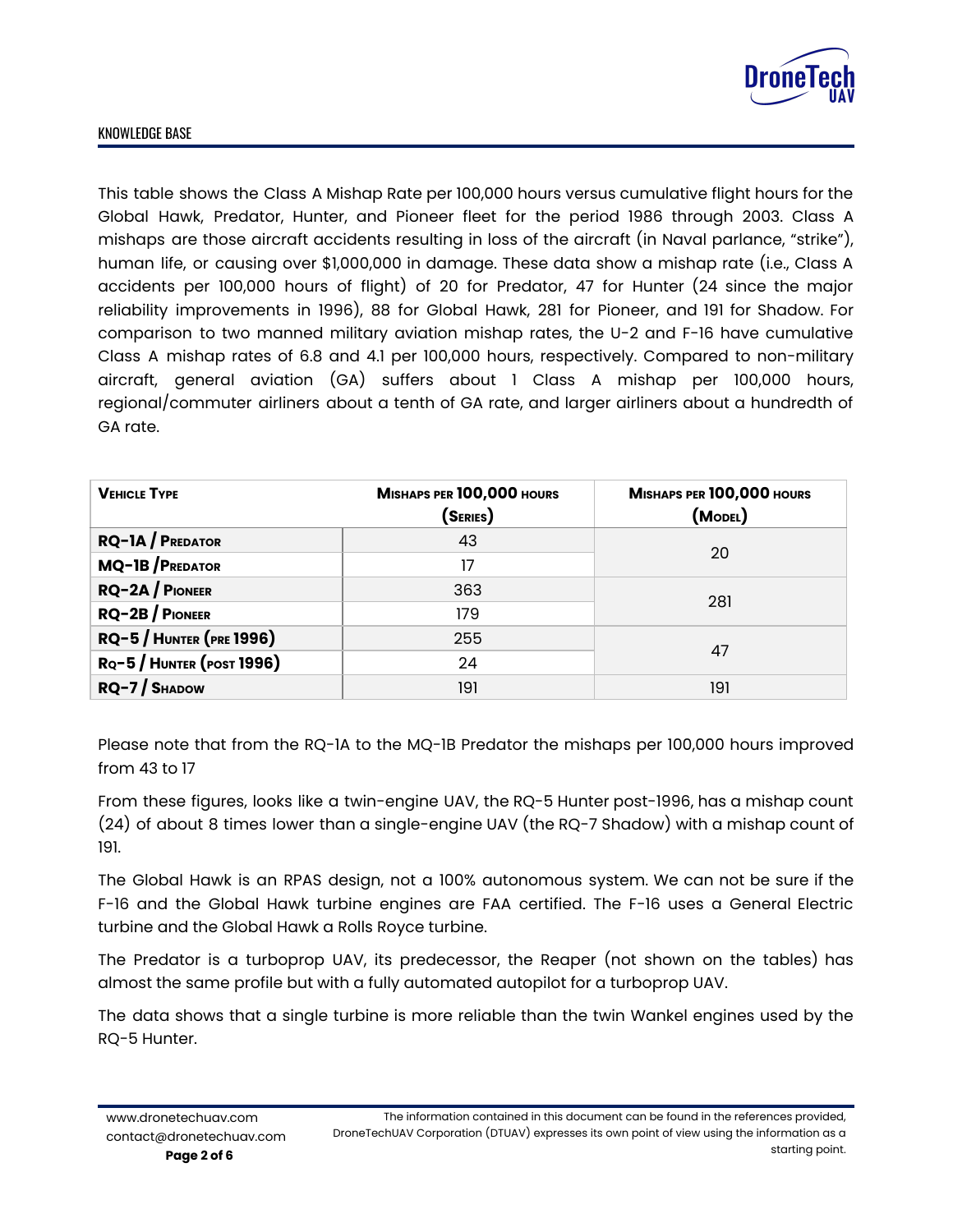This table shows the Class A Mishap Rate per 100,000 hours versus cumulative flight hours for the Global Hawk, Predator, Hunter, and Pioneer fleet for the period 1986 through 2003. Class A mishaps are those aircraft accidents resulting in loss of the aircraft (in Naval parlance, "strike"), human life, or causing over $1,000,000 in damage. These data show a mishap rate (i.e., Class A accidents per 100,000 hours of flight) of 20 for Predator, 47 for Hunter (24 since the major reliability improvements in 1996), 88 for Global Hawk, 281 for Pioneer, and 191 for Shadow. For comparison to two manned military aviation mishap rates, the U-2 and F-16 have cumulative Class A mishap rates of 6.8 and 4.1 per 100,000 hours, respectively. Compared to non-military aircraft, general aviation (GA) suffers about 1 Class A mishap per 100,000 hours, regional/commuter airliners about a tenth of GA rate, and larger airliners about a hundredth of GA rate.

| **Vehicle Type** | **Mishaps per 100,000 hours (Series)** | **Mishaps per 100,000 hours (Model)** |
|---|---|---|
| **RQ-1A / Predator** | 43 | 20 |
| **MQ-1B / Predator** | 17 | |
| **RQ-2A / Pioneer** | 363 | 281 |
| **RQ-2B / Pioneer** | 179 | |
| **RQ-5 / Hunter (pre 1996)** | 255 | 47 |
| **Rq-5 / Hunter (post 1996)** | 24 | |
| **RQ-7 / Shadow** | 191 | 191 |

Please note that from the RQ-1A to the MQ-1B Predator the mishaps per 100,000 hours improved from 43 to 17

From these figures, looks like a twin-engine UAV, the RQ-5 Hunter post-1996, has a mishap count (24) of about 8 times lower than a single-engine UAV (the RQ-7 Shadow) with a mishap count of 191.

The Global Hawk is an RPAS design, not a 100% autonomous system. We can not be sure if the F-16 and the Global Hawk turbine engines are FAA certified. The F-16 uses a General Electric turbine and the Global Hawk a Rolls Royce turbine.

The Predator is a turboprop UAV, its predecessor, the Reaper (not shown on the tables) has almost the same profile but with a fully automated autopilot for a turboprop UAV.

The data shows that a single turbine is more reliable than the twin Wankel engines used by the RQ-5 Hunter.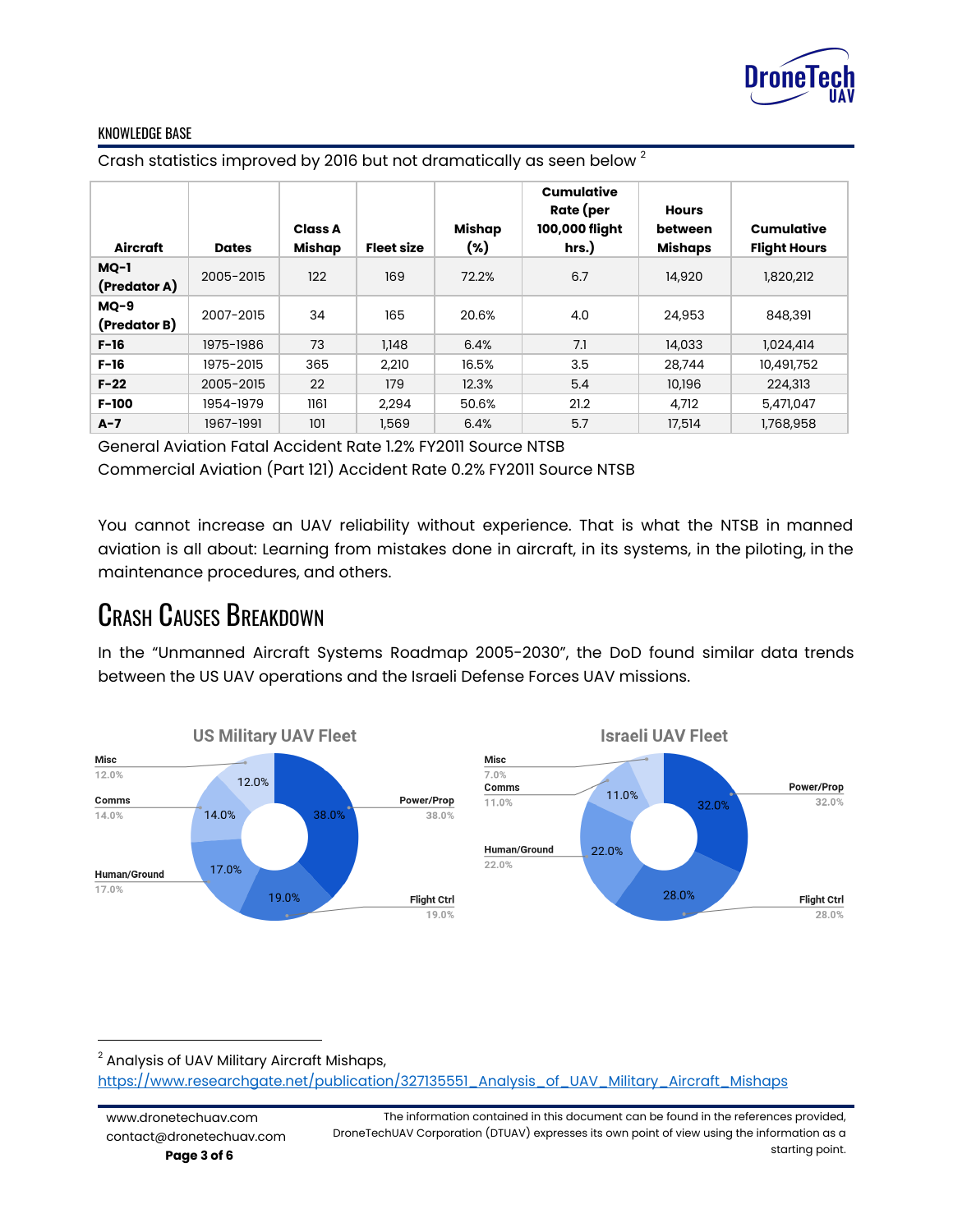Crash statistics improved by 2016 but not dramatically as seen below [2]

| Aircraft | Dates | Class A Mishap | Fleet size | Mishap (%) | Cumulative Rate (per 100,000 flight hrs.) | Hours between Mishaps | Cumulative Flight Hours |
|---|---|---|---|---|---|---|---|
| **MQ-1 (Predator A)** | 2005-2015 | 122 | 169 | 72.2% | 6.7 | 14,920 | 1,820,212 |
| **MQ-9 (Predator B)** | 2007-2015 | 34 | 165 | 20.6% | 4.0 | 24,953 | 848,391 |
| **F-16** | 1975-1986 | 73 | 1,148 | 6.4% | 7.1 | 14,033 | 1,024,414 |
| **F-16** | 1975-2015 | 365 | 2,210 | 16.5% | 3.5 | 28,744 | 10,491,752 |
| **F-22** | 2005-2015 | 22 | 179 | 12.3% | 5.4 | 10,196 | 224,313 |
| **F-100** | 1954-1979 | 1161 | 2,294 | 50.6% | 21.2 | 4,712 | 5,471,047 |
| **A-7** | 1967-1991 | 101 | 1,569 | 6.4% | 5.7 | 17,514 | 1,768,958 |

General Aviation Fatal Accident Rate 1.2% FY2011 Source NTSB

Commercial Aviation (Part 121) Accident Rate 0.2% FY2011 Source NTSB

You cannot increase an UAV reliability without experience. That is what the NTSB in manned aviation is all about: Learning from mistakes done in aircraft, in its systems, in the piloting, in the maintenance procedures, and others.

## Crash Causes Breakdown

In the "Unmanned Aircraft Systems Roadmap 2005-2030", the DoD found similar data trends between the US UAV operations and the Israeli Defense Forces UAV missions.

**US Military UAV Fleet**

- Power/Prop: 38.0%
- Flight Ctrl: 19.0%
- Human/Ground: 17.0%
- Comms: 14.0%
- Misc: 12.0%

**Israeli UAV Fleet**

- Power/Prop: 32.0%
- Flight Ctrl: 28.0%
- Human/Ground: 22.0%
- Comms: 11.0%
- Misc: 7.0%

[2] Analysis of UAV Military Aircraft Mishaps, https://www.researchgate.net/publication/327135551_Analysis_of_UAV_Military_Aircraft_Mishaps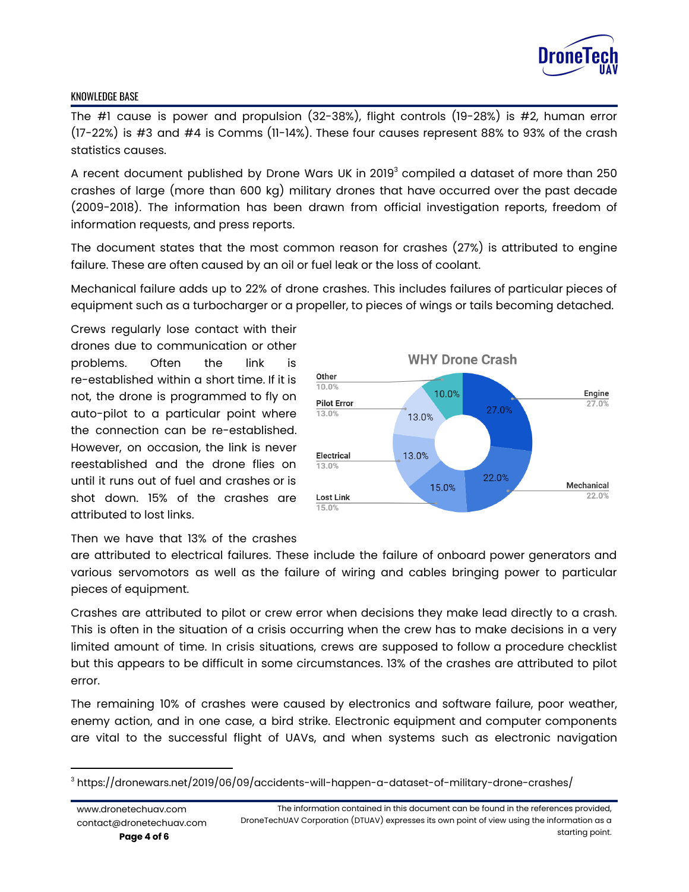KNOWLEDGE BASE

The #1 cause is power and propulsion (32-38%), flight controls (19-28%) is #2, human error (17-22%) is #3 and #4 is Comms (11-14%). These four causes represent 88% to 93% of the crash statistics causes.

A recent document published by Drone Wars UK in 2019[3] compiled a dataset of more than 250 crashes of large (more than 600 kg) military drones that have occurred over the past decade (2009-2018). The information has been drawn from official investigation reports, freedom of information requests, and press reports.

The document states that the most common reason for crashes (27%) is attributed to engine failure. These are often caused by an oil or fuel leak or the loss of coolant.

Mechanical failure adds up to 22% of drone crashes. This includes failures of particular pieces of equipment such as a turbocharger or a propeller, to pieces of wings or tails becoming detached.

Crews regularly lose contact with their drones due to communication or other problems. Often the link is re-established within a short time. If it is not, the drone is programmed to fly on auto-pilot to a particular point where the connection can be re-established. However, on occasion, the link is never reestablished and the drone flies on until it runs out of fuel and crashes or is shot down. 15% of the crashes are attributed to lost links.

**WHY Drone Crash**

| Cause | Percentage |
|---|---|
| Engine | 27.0% |
| Mechanical | 22.0% |
| Lost Link | 15.0% |
| Electrical | 13.0% |
| Pilot Error | 13.0% |
| Other | 10.0% |

Then we have that 13% of the crashes are attributed to electrical failures. These include the failure of onboard power generators and various servomotors as well as the failure of wiring and cables bringing power to particular pieces of equipment.

Crashes are attributed to pilot or crew error when decisions they make lead directly to a crash. This is often in the situation of a crisis occurring when the crew has to make decisions in a very limited amount of time. In crisis situations, crews are supposed to follow a procedure checklist but this appears to be difficult in some circumstances. 13% of the crashes are attributed to pilot error.

The remaining 10% of crashes were caused by electronics and software failure, poor weather, enemy action, and in one case, a bird strike. Electronic equipment and computer components are vital to the successful flight of UAVs, and when systems such as electronic navigation

[3] https://dronewars.net/2019/06/09/accidents-will-happen-a-dataset-of-military-drone-crashes/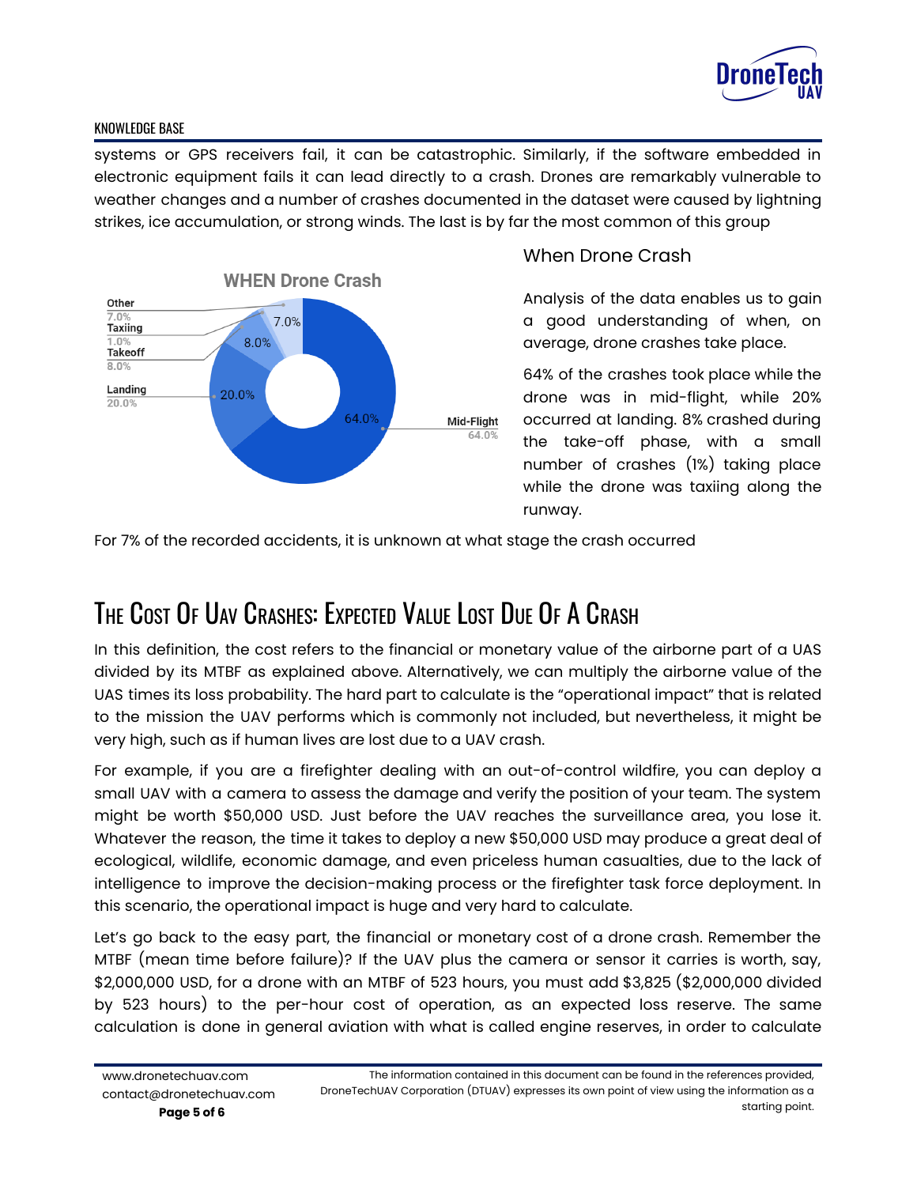systems or GPS receivers fail, it can be catastrophic. Similarly, if the software embedded in electronic equipment fails it can lead directly to a crash. Drones are remarkably vulnerable to weather changes and a number of crashes documented in the dataset were caused by lightning strikes, ice accumulation, or strong winds. The last is by far the most common of this group

**WHEN Drone Crash**

| Stage | Percentage |
|---|---|
| Mid-Flight | 64.0% |
| Landing | 20.0% |
| Takeoff | 8.0% |
| Taxiing | 1.0% |
| Other | 7.0% |

### When Drone Crash

Analysis of the data enables us to gain a good understanding of when, on average, drone crashes take place.

64% of the crashes took place while the drone was in mid-flight, while 20% occurred at landing. 8% crashed during the take-off phase, with a small number of crashes (1%) taking place while the drone was taxiing along the runway.

For 7% of the recorded accidents, it is unknown at what stage the crash occurred

## The Cost Of Uav Crashes: Expected Value Lost Due Of A Crash

In this definition, the cost refers to the financial or monetary value of the airborne part of a UAS divided by its MTBF as explained above. Alternatively, we can multiply the airborne value of the UAS times its loss probability. The hard part to calculate is the "operational impact" that is related to the mission the UAV performs which is commonly not included, but nevertheless, it might be very high, such as if human lives are lost due to a UAV crash.

For example, if you are a firefighter dealing with an out-of-control wildfire, you can deploy a small UAV with a camera to assess the damage and verify the position of your team. The system might be worth $50,000 USD. Just before the UAV reaches the surveillance area, you lose it. Whatever the reason, the time it takes to deploy a new $50,000 USD may produce a great deal of ecological, wildlife, economic damage, and even priceless human casualties, due to the lack of intelligence to improve the decision-making process or the firefighter task force deployment. In this scenario, the operational impact is huge and very hard to calculate.

Let's go back to the easy part, the financial or monetary cost of a drone crash. Remember the MTBF (mean time before failure)? If the UAV plus the camera or sensor it carries is worth, say, $2,000,000 USD, for a drone with an MTBF of 523 hours, you must add $3,825 ($2,000,000 divided by 523 hours) to the per-hour cost of operation, as an expected loss reserve. The same calculation is done in general aviation with what is called engine reserves, in order to calculate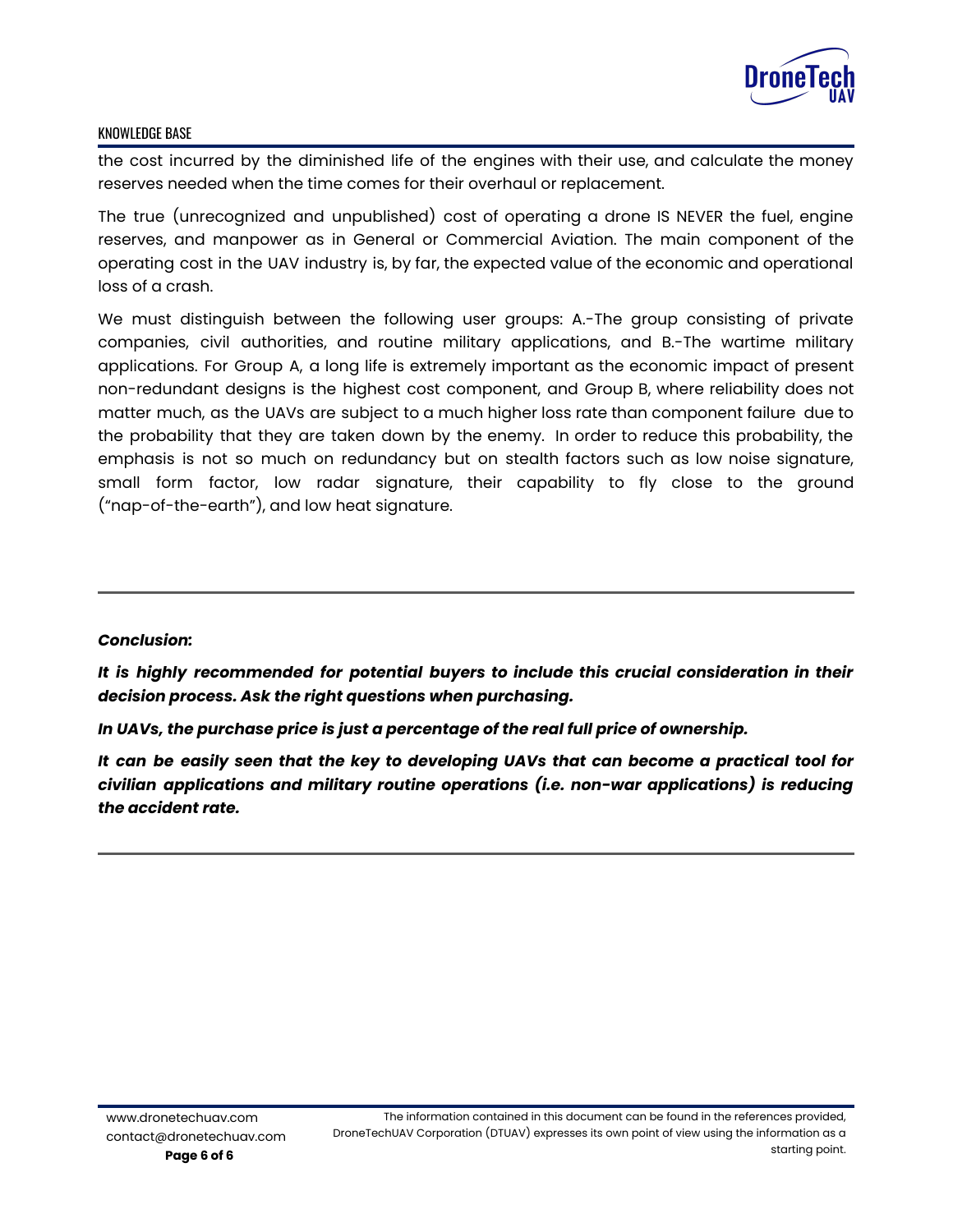the cost incurred by the diminished life of the engines with their use, and calculate the money reserves needed when the time comes for their overhaul or replacement.

The true (unrecognized and unpublished) cost of operating a drone IS NEVER the fuel, engine reserves, and manpower as in General or Commercial Aviation. The main component of the operating cost in the UAV industry is, by far, the expected value of the economic and operational loss of a crash.

We must distinguish between the following user groups: A.-The group consisting of private companies, civil authorities, and routine military applications, and B.-The wartime military applications. For Group A, a long life is extremely important as the economic impact of present non-redundant designs is the highest cost component, and Group B, where reliability does not matter much, as the UAVs are subject to a much higher loss rate than component failure due to the probability that they are taken down by the enemy. In order to reduce this probability, the emphasis is not so much on redundancy but on stealth factors such as low noise signature, small form factor, low radar signature, their capability to fly close to the ground ("nap-of-the-earth"), and low heat signature.

---

***Conclusion:***

***It is highly recommended for potential buyers to include this crucial consideration in their decision process. Ask the right questions when purchasing.***

***In UAVs, the purchase price is just a percentage of the real full price of ownership.***

***It can be easily seen that the key to developing UAVs that can become a practical tool for civilian applications and military routine operations (i.e. non-war applications) is reducing the accident rate.***

---